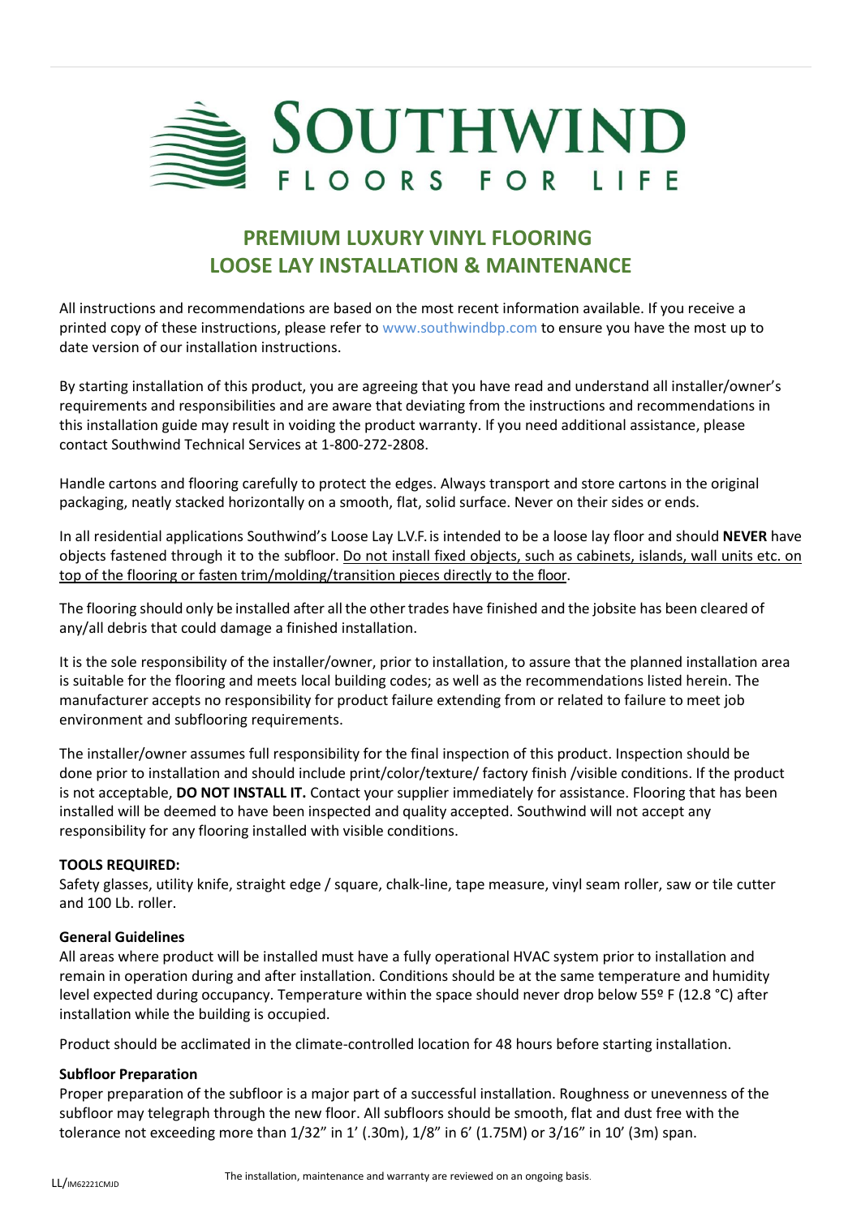# SOUTHWIND

FLOORS FOR LIFE

## PREMIUM LUXURY VINYL FLOORING
## LOOSE LAY INSTALLATION & MAINTENANCE

All instructions and recommendations are based on the most recent information available. If you receive a printed copy of these instructions, please refer to www.southwindbp.com to ensure you have the most up to date version of our installation instructions.

By starting installation of this product, you are agreeing that you have read and understand all installer/owner's requirements and responsibilities and are aware that deviating from the instructions and recommendations in this installation guide may result in voiding the product warranty. If you need additional assistance, please contact Southwind Technical Services at 1-800-272-2808.

Handle cartons and flooring carefully to protect the edges. Always transport and store cartons in the original packaging, neatly stacked horizontally on a smooth, flat, solid surface. Never on their sides or ends.

In all residential applications Southwind's Loose Lay L.V.F. is intended to be a loose lay floor and should **NEVER** have objects fastened through it to the subfloor. Do not install fixed objects, such as cabinets, islands, wall units etc. on top of the flooring or fasten trim/molding/transition pieces directly to the floor.

The flooring should only be installed after all the other trades have finished and the jobsite has been cleared of any/all debris that could damage a finished installation.

It is the sole responsibility of the installer/owner, prior to installation, to assure that the planned installation area is suitable for the flooring and meets local building codes; as well as the recommendations listed herein. The manufacturer accepts no responsibility for product failure extending from or related to failure to meet job environment and subflooring requirements.

The installer/owner assumes full responsibility for the final inspection of this product. Inspection should be done prior to installation and should include print/color/texture/ factory finish /visible conditions. If the product is not acceptable, **DO NOT INSTALL IT.** Contact your supplier immediately for assistance. Flooring that has been installed will be deemed to have been inspected and quality accepted. Southwind will not accept any responsibility for any flooring installed with visible conditions.

**TOOLS REQUIRED:**
Safety glasses, utility knife, straight edge / square, chalk-line, tape measure, vinyl seam roller, saw or tile cutter and 100 Lb. roller.

**General Guidelines**
All areas where product will be installed must have a fully operational HVAC system prior to installation and remain in operation during and after installation. Conditions should be at the same temperature and humidity level expected during occupancy. Temperature within the space should never drop below 55º F (12.8 °C) after installation while the building is occupied.

Product should be acclimated in the climate-controlled location for 48 hours before starting installation.

**Subfloor Preparation**
Proper preparation of the subfloor is a major part of a successful installation. Roughness or unevenness of the subfloor may telegraph through the new floor. All subfloors should be smooth, flat and dust free with the tolerance not exceeding more than 1/32" in 1' (.30m), 1/8" in 6' (1.75M) or 3/16" in 10' (3m) span.

LL/IM62221CMJD

The installation, maintenance and warranty are reviewed on an ongoing basis.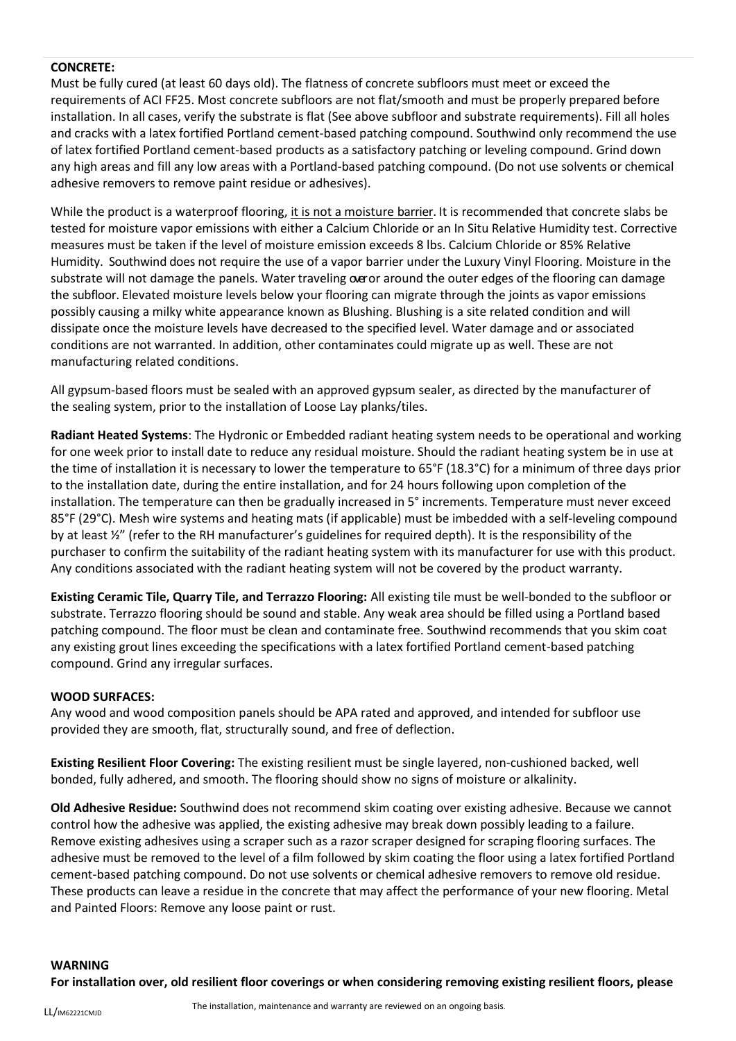**CONCRETE:**

Must be fully cured (at least 60 days old). The flatness of concrete subfloors must meet or exceed the requirements of ACI FF25. Most concrete subfloors are not flat/smooth and must be properly prepared before installation. In all cases, verify the substrate is flat (See above subfloor and substrate requirements). Fill all holes and cracks with a latex fortified Portland cement-based patching compound. Southwind only recommend the use of latex fortified Portland cement-based products as a satisfactory patching or leveling compound. Grind down any high areas and fill any low areas with a Portland-based patching compound. (Do not use solvents or chemical adhesive removers to remove paint residue or adhesives).

While the product is a waterproof flooring, it is not a moisture barrier. It is recommended that concrete slabs be tested for moisture vapor emissions with either a Calcium Chloride or an In Situ Relative Humidity test. Corrective measures must be taken if the level of moisture emission exceeds 8 lbs. Calcium Chloride or 85% Relative Humidity. Southwind does not require the use of a vapor barrier under the Luxury Vinyl Flooring. Moisture in the substrate will not damage the panels. Water traveling over or around the outer edges of the flooring can damage the subfloor. Elevated moisture levels below your flooring can migrate through the joints as vapor emissions possibly causing a milky white appearance known as Blushing. Blushing is a site related condition and will dissipate once the moisture levels have decreased to the specified level. Water damage and or associated conditions are not warranted. In addition, other contaminates could migrate up as well. These are not manufacturing related conditions.

All gypsum-based floors must be sealed with an approved gypsum sealer, as directed by the manufacturer of the sealing system, prior to the installation of Loose Lay planks/tiles.

**Radiant Heated Systems**: The Hydronic or Embedded radiant heating system needs to be operational and working for one week prior to install date to reduce any residual moisture. Should the radiant heating system be in use at the time of installation it is necessary to lower the temperature to 65°F (18.3°C) for a minimum of three days prior to the installation date, during the entire installation, and for 24 hours following upon completion of the installation. The temperature can then be gradually increased in 5° increments. Temperature must never exceed 85°F (29°C). Mesh wire systems and heating mats (if applicable) must be imbedded with a self-leveling compound by at least ½" (refer to the RH manufacturer's guidelines for required depth). It is the responsibility of the purchaser to confirm the suitability of the radiant heating system with its manufacturer for use with this product. Any conditions associated with the radiant heating system will not be covered by the product warranty.

**Existing Ceramic Tile, Quarry Tile, and Terrazzo Flooring:** All existing tile must be well-bonded to the subfloor or substrate. Terrazzo flooring should be sound and stable. Any weak area should be filled using a Portland based patching compound. The floor must be clean and contaminate free. Southwind recommends that you skim coat any existing grout lines exceeding the specifications with a latex fortified Portland cement-based patching compound. Grind any irregular surfaces.

**WOOD SURFACES:**

Any wood and wood composition panels should be APA rated and approved, and intended for subfloor use provided they are smooth, flat, structurally sound, and free of deflection.

**Existing Resilient Floor Covering:** The existing resilient must be single layered, non-cushioned backed, well bonded, fully adhered, and smooth. The flooring should show no signs of moisture or alkalinity.

**Old Adhesive Residue:** Southwind does not recommend skim coating over existing adhesive. Because we cannot control how the adhesive was applied, the existing adhesive may break down possibly leading to a failure. Remove existing adhesives using a scraper such as a razor scraper designed for scraping flooring surfaces. The adhesive must be removed to the level of a film followed by skim coating the floor using a latex fortified Portland cement-based patching compound. Do not use solvents or chemical adhesive removers to remove old residue. These products can leave a residue in the concrete that may affect the performance of your new flooring. Metal and Painted Floors: Remove any loose paint or rust.

**WARNING**

**For installation over, old resilient floor coverings or when considering removing existing resilient floors, please**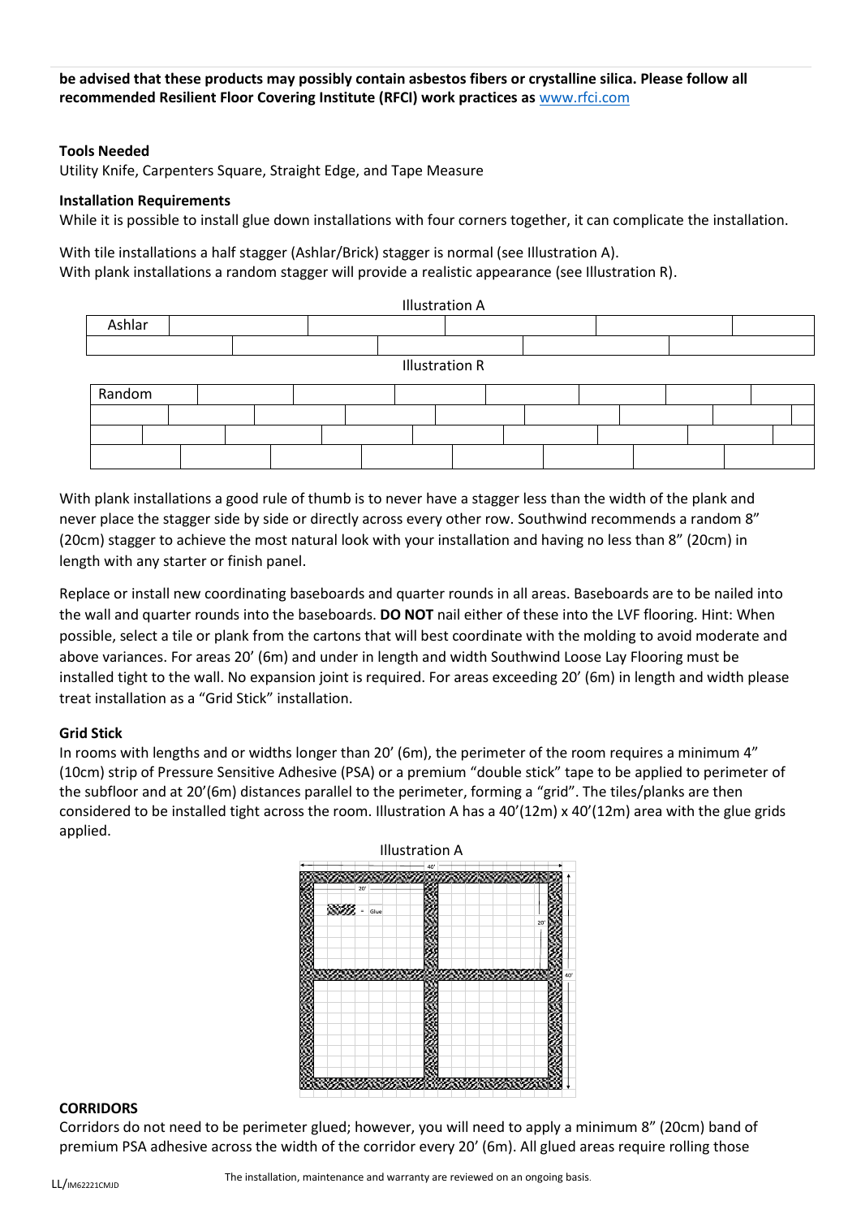**be advised that these products may possibly contain asbestos fibers or crystalline silica. Please follow all recommended Resilient Floor Covering Institute (RFCI) work practices as [www.rfci.com](http://www.rfci.com)**

**Tools Needed**

Utility Knife, Carpenters Square, Straight Edge, and Tape Measure

**Installation Requirements**

While it is possible to install glue down installations with four corners together, it can complicate the installation.

With tile installations a half stagger (Ashlar/Brick) stagger is normal (see Illustration A).
With plank installations a random stagger will provide a realistic appearance (see Illustration R).

Illustration A

Ashlar

Illustration R

Random

With plank installations a good rule of thumb is to never have a stagger less than the width of the plank and never place the stagger side by side or directly across every other row. Southwind recommends a random 8" (20cm) stagger to achieve the most natural look with your installation and having no less than 8" (20cm) in length with any starter or finish panel.

Replace or install new coordinating baseboards and quarter rounds in all areas. Baseboards are to be nailed into the wall and quarter rounds into the baseboards. **DO NOT** nail either of these into the LVF flooring. Hint: When possible, select a tile or plank from the cartons that will best coordinate with the molding to avoid moderate and above variances. For areas 20' (6m) and under in length and width Southwind Loose Lay Flooring must be installed tight to the wall. No expansion joint is required. For areas exceeding 20' (6m) in length and width please treat installation as a "Grid Stick" installation.

**Grid Stick**

In rooms with lengths and or widths longer than 20' (6m), the perimeter of the room requires a minimum 4" (10cm) strip of Pressure Sensitive Adhesive (PSA) or a premium "double stick" tape to be applied to perimeter of the subfloor and at 20'(6m) distances parallel to the perimeter, forming a "grid". The tiles/planks are then considered to be installed tight across the room. Illustration A has a 40'(12m) x 40'(12m) area with the glue grids applied.

Illustration A

**CORRIDORS**

Corridors do not need to be perimeter glued; however, you will need to apply a minimum 8" (20cm) band of premium PSA adhesive across the width of the corridor every 20' (6m). All glued areas require rolling those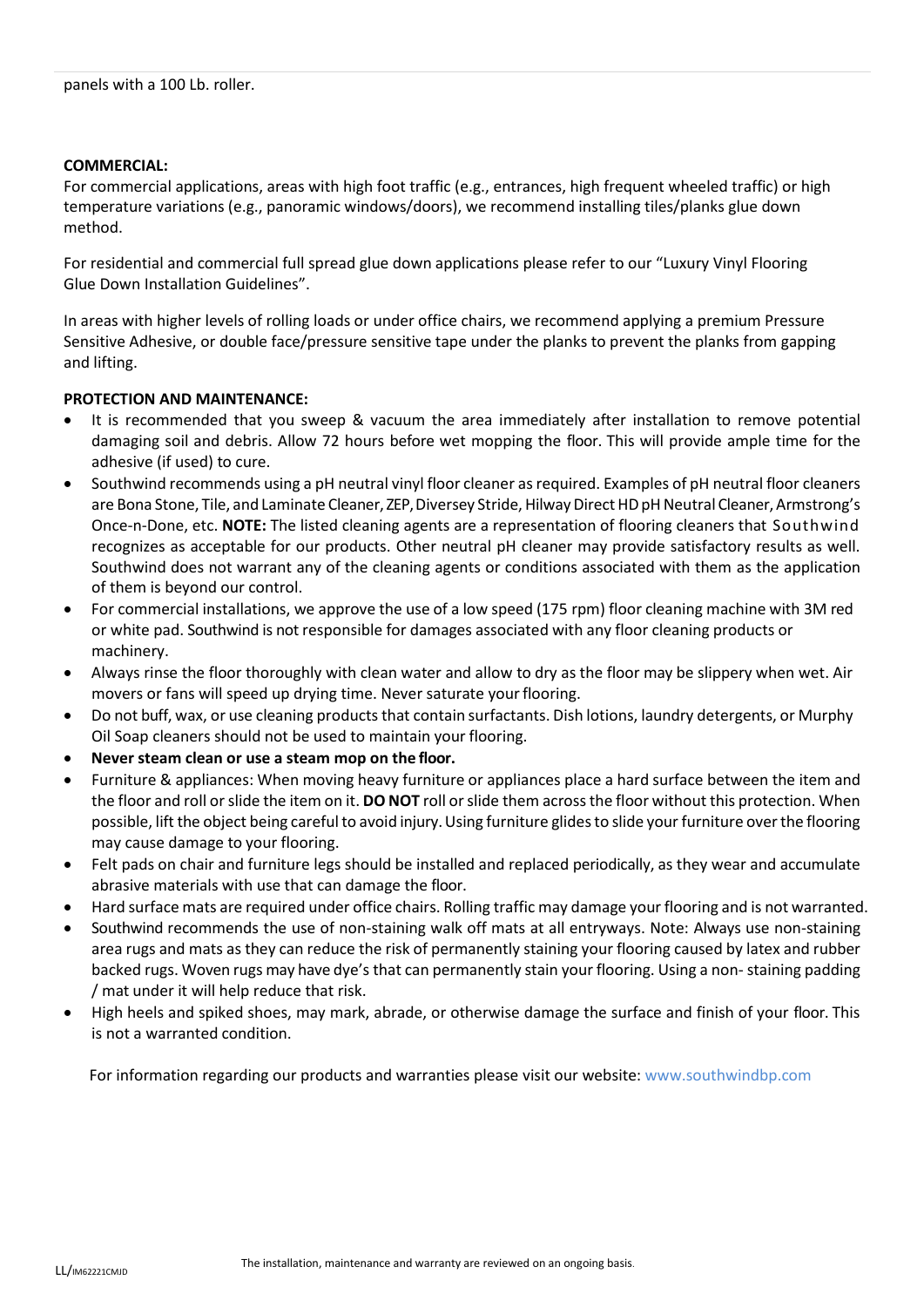panels with a 100 Lb. roller.

**COMMERCIAL:**

For commercial applications, areas with high foot traffic (e.g., entrances, high frequent wheeled traffic) or high temperature variations (e.g., panoramic windows/doors), we recommend installing tiles/planks glue down method.

For residential and commercial full spread glue down applications please refer to our "Luxury Vinyl Flooring Glue Down Installation Guidelines".

In areas with higher levels of rolling loads or under office chairs, we recommend applying a premium Pressure Sensitive Adhesive, or double face/pressure sensitive tape under the planks to prevent the planks from gapping and lifting.

**PROTECTION AND MAINTENANCE:**

- It is recommended that you sweep & vacuum the area immediately after installation to remove potential damaging soil and debris. Allow 72 hours before wet mopping the floor. This will provide ample time for the adhesive (if used) to cure.
- Southwind recommends using a pH neutral vinyl floor cleaner as required. Examples of pH neutral floor cleaners are Bona Stone, Tile, and Laminate Cleaner, ZEP, Diversey Stride, Hilway Direct HD pH Neutral Cleaner, Armstrong's Once-n-Done, etc. **NOTE:** The listed cleaning agents are a representation of flooring cleaners that Southwind recognizes as acceptable for our products. Other neutral pH cleaner may provide satisfactory results as well. Southwind does not warrant any of the cleaning agents or conditions associated with them as the application of them is beyond our control.
- For commercial installations, we approve the use of a low speed (175 rpm) floor cleaning machine with 3M red or white pad. Southwind is not responsible for damages associated with any floor cleaning products or machinery.
- Always rinse the floor thoroughly with clean water and allow to dry as the floor may be slippery when wet. Air movers or fans will speed up drying time. Never saturate your flooring.
- Do not buff, wax, or use cleaning products that contain surfactants. Dish lotions, laundry detergents, or Murphy Oil Soap cleaners should not be used to maintain your flooring.
- **Never steam clean or use a steam mop on the floor.**
- Furniture & appliances: When moving heavy furniture or appliances place a hard surface between the item and the floor and roll or slide the item on it. **DO NOT** roll or slide them across the floor without this protection. When possible, lift the object being careful to avoid injury. Using furniture glides to slide your furniture over the flooring may cause damage to your flooring.
- Felt pads on chair and furniture legs should be installed and replaced periodically, as they wear and accumulate abrasive materials with use that can damage the floor.
- Hard surface mats are required under office chairs. Rolling traffic may damage your flooring and is not warranted.
- Southwind recommends the use of non-staining walk off mats at all entryways. Note: Always use non-staining area rugs and mats as they can reduce the risk of permanently staining your flooring caused by latex and rubber backed rugs. Woven rugs may have dye's that can permanently stain your flooring. Using a non- staining padding / mat under it will help reduce that risk.
- High heels and spiked shoes, may mark, abrade, or otherwise damage the surface and finish of your floor. This is not a warranted condition.

For information regarding our products and warranties please visit our website: www.southwindbp.com

LL/IM62221CMJD

The installation, maintenance and warranty are reviewed on an ongoing basis.